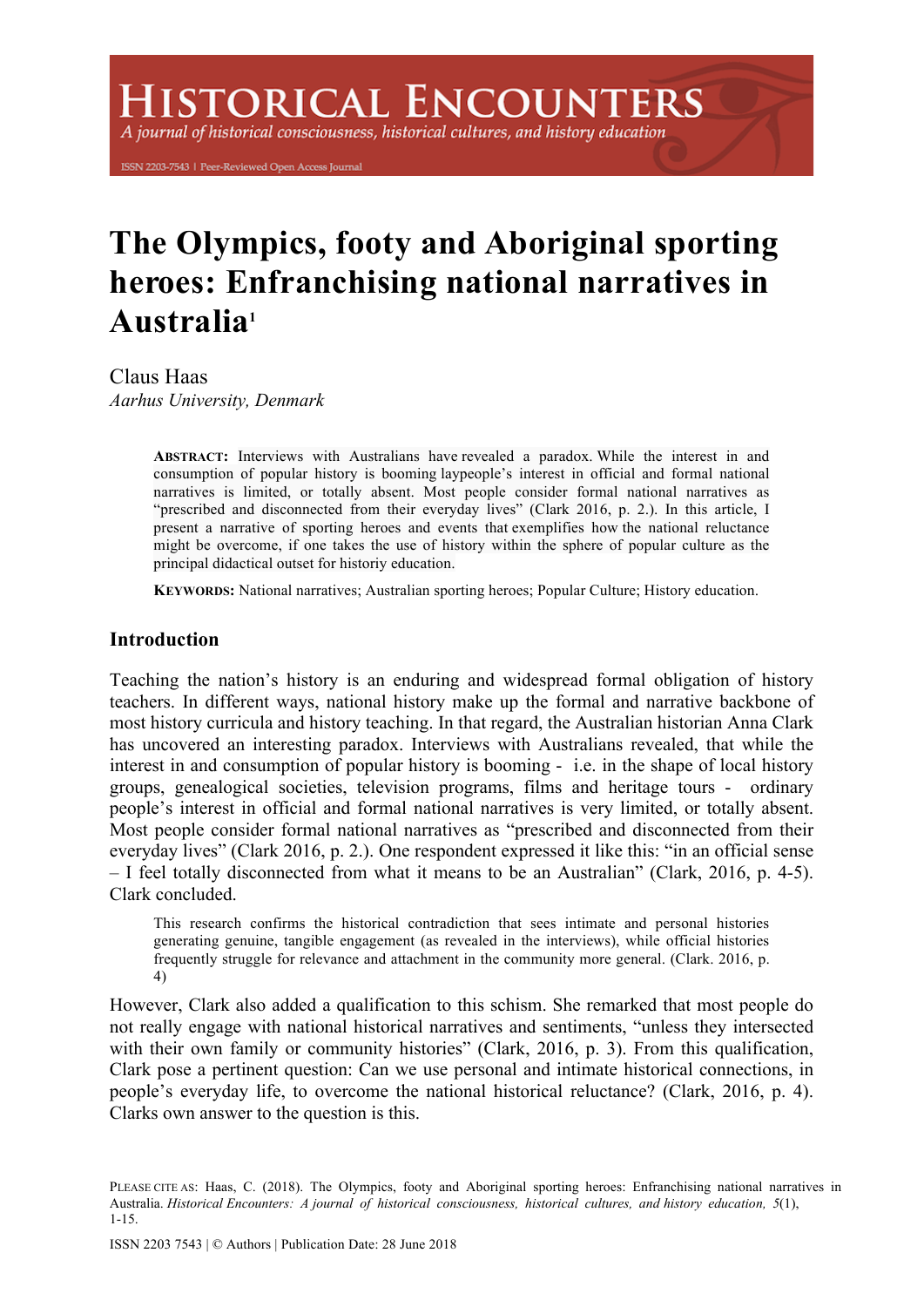# The Olympics, footy and Aboriginal sporting heroes: Enfranchising national narratives in Australia[1]

Claus Haas
*Aarhus University, Denmark*

> **ABSTRACT:** Interviews with Australians have revealed a paradox. While the interest in and consumption of popular history is booming laypeople's interest in official and formal national narratives is limited, or totally absent. Most people consider formal national narratives as "prescribed and disconnected from their everyday lives" (Clark 2016, p. 2.). In this article, I present a narrative of sporting heroes and events that exemplifies how the national reluctance might be overcome, if one takes the use of history within the sphere of popular culture as the principal didactical outset for historiy education.
>
> **KEYWORDS:** National narratives; Australian sporting heroes; Popular Culture; History education.

## Introduction

Teaching the nation's history is an enduring and widespread formal obligation of history teachers. In different ways, national history make up the formal and narrative backbone of most history curricula and history teaching. In that regard, the Australian historian Anna Clark has uncovered an interesting paradox. Interviews with Australians revealed, that while the interest in and consumption of popular history is booming - i.e. in the shape of local history groups, genealogical societies, television programs, films and heritage tours - ordinary people's interest in official and formal national narratives is very limited, or totally absent. Most people consider formal national narratives as "prescribed and disconnected from their everyday lives" (Clark 2016, p. 2.). One respondent expressed it like this: "in an official sense – I feel totally disconnected from what it means to be an Australian" (Clark, 2016, p. 4-5). Clark concluded.

> This research confirms the historical contradiction that sees intimate and personal histories generating genuine, tangible engagement (as revealed in the interviews), while official histories frequently struggle for relevance and attachment in the community more general. (Clark. 2016, p. 4)

However, Clark also added a qualification to this schism. She remarked that most people do not really engage with national historical narratives and sentiments, "unless they intersected with their own family or community histories" (Clark, 2016, p. 3). From this qualification, Clark pose a pertinent question: Can we use personal and intimate historical connections, in people's everyday life, to overcome the national historical reluctance? (Clark, 2016, p. 4). Clarks own answer to the question is this.

PLEASE CITE AS: Haas, C. (2018). The Olympics, footy and Aboriginal sporting heroes: Enfranchising national narratives in Australia. *Historical Encounters: A journal of historical consciousness, historical cultures, and history education, 5*(1), 1-15.

ISSN 2203 7543 | © Authors | Publication Date: 28 June 2018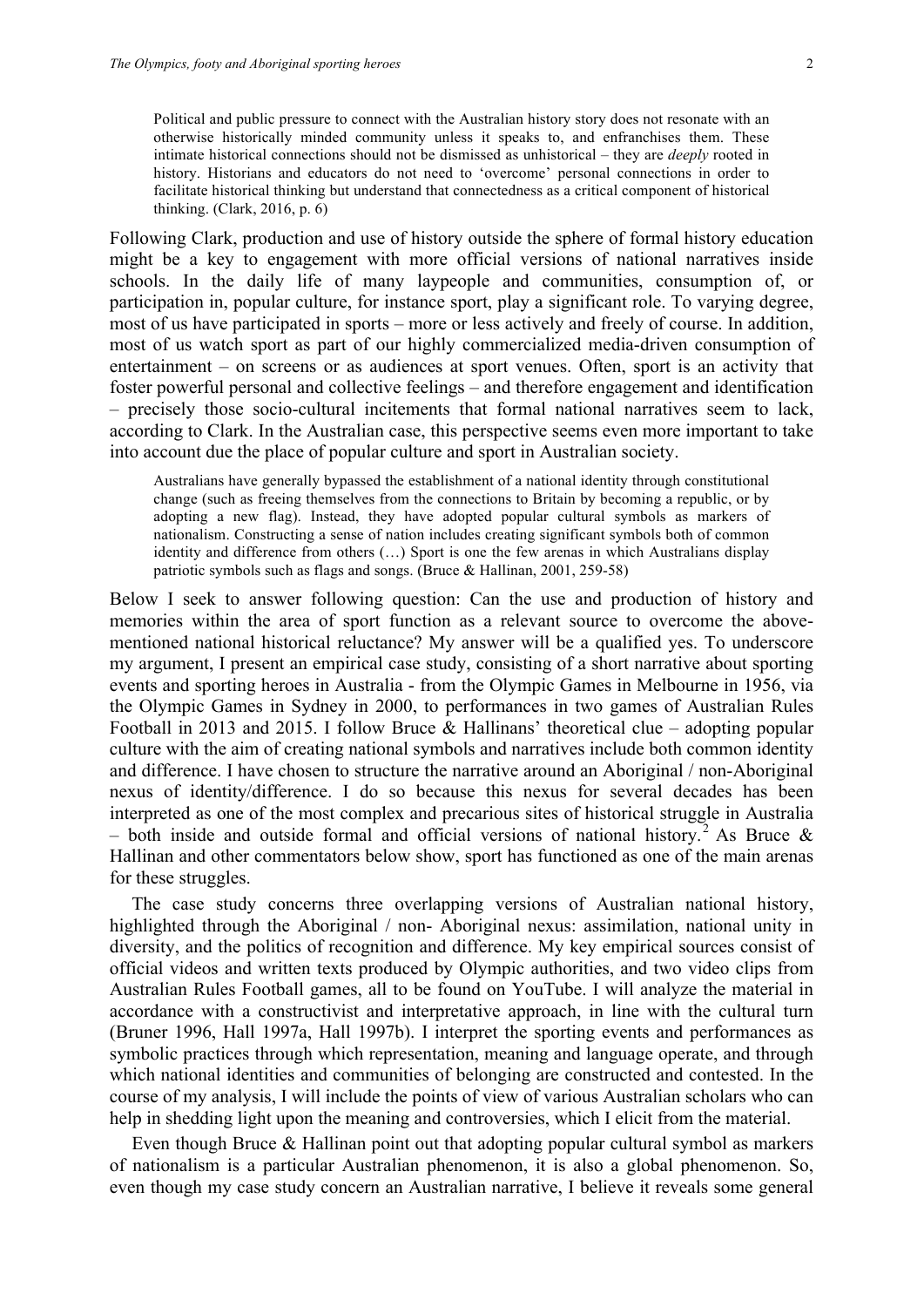> Political and public pressure to connect with the Australian history story does not resonate with an otherwise historically minded community unless it speaks to, and enfranchises them. These intimate historical connections should not be dismissed as unhistorical – they are *deeply* rooted in history. Historians and educators do not need to 'overcome' personal connections in order to facilitate historical thinking but understand that connectedness as a critical component of historical thinking. (Clark, 2016, p. 6)

Following Clark, production and use of history outside the sphere of formal history education might be a key to engagement with more official versions of national narratives inside schools. In the daily life of many laypeople and communities, consumption of, or participation in, popular culture, for instance sport, play a significant role. To varying degree, most of us have participated in sports – more or less actively and freely of course. In addition, most of us watch sport as part of our highly commercialized media-driven consumption of entertainment – on screens or as audiences at sport venues. Often, sport is an activity that foster powerful personal and collective feelings – and therefore engagement and identification – precisely those socio-cultural incitements that formal national narratives seem to lack, according to Clark. In the Australian case, this perspective seems even more important to take into account due the place of popular culture and sport in Australian society.

> Australians have generally bypassed the establishment of a national identity through constitutional change (such as freeing themselves from the connections to Britain by becoming a republic, or by adopting a new flag). Instead, they have adopted popular cultural symbols as markers of nationalism. Constructing a sense of nation includes creating significant symbols both of common identity and difference from others (…) Sport is one the few arenas in which Australians display patriotic symbols such as flags and songs. (Bruce & Hallinan, 2001, 259-58)

Below I seek to answer following question: Can the use and production of history and memories within the area of sport function as a relevant source to overcome the above-mentioned national historical reluctance? My answer will be a qualified yes. To underscore my argument, I present an empirical case study, consisting of a short narrative about sporting events and sporting heroes in Australia - from the Olympic Games in Melbourne in 1956, via the Olympic Games in Sydney in 2000, to performances in two games of Australian Rules Football in 2013 and 2015. I follow Bruce & Hallinans' theoretical clue – adopting popular culture with the aim of creating national symbols and narratives include both common identity and difference. I have chosen to structure the narrative around an Aboriginal / non-Aboriginal nexus of identity/difference. I do so because this nexus for several decades has been interpreted as one of the most complex and precarious sites of historical struggle in Australia – both inside and outside formal and official versions of national history.[2] As Bruce & Hallinan and other commentators below show, sport has functioned as one of the main arenas for these struggles.

The case study concerns three overlapping versions of Australian national history, highlighted through the Aboriginal / non- Aboriginal nexus: assimilation, national unity in diversity, and the politics of recognition and difference. My key empirical sources consist of official videos and written texts produced by Olympic authorities, and two video clips from Australian Rules Football games, all to be found on YouTube. I will analyze the material in accordance with a constructivist and interpretative approach, in line with the cultural turn (Bruner 1996, Hall 1997a, Hall 1997b). I interpret the sporting events and performances as symbolic practices through which representation, meaning and language operate, and through which national identities and communities of belonging are constructed and contested. In the course of my analysis, I will include the points of view of various Australian scholars who can help in shedding light upon the meaning and controversies, which I elicit from the material.

Even though Bruce & Hallinan point out that adopting popular cultural symbol as markers of nationalism is a particular Australian phenomenon, it is also a global phenomenon. So, even though my case study concern an Australian narrative, I believe it reveals some general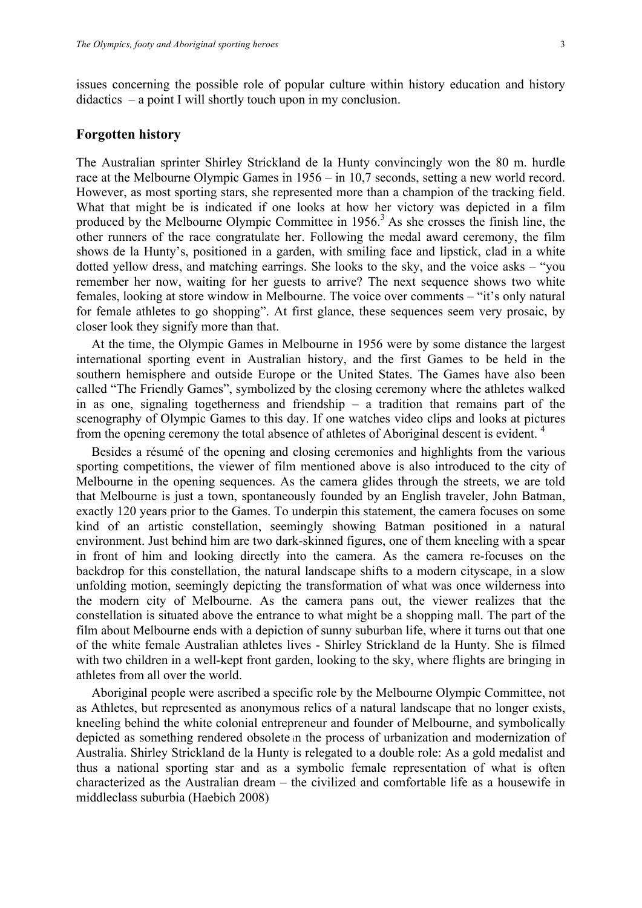issues concerning the possible role of popular culture within history education and history didactics – a point I will shortly touch upon in my conclusion.

## Forgotten history

The Australian sprinter Shirley Strickland de la Hunty convincingly won the 80 m. hurdle race at the Melbourne Olympic Games in 1956 – in 10,7 seconds, setting a new world record. However, as most sporting stars, she represented more than a champion of the tracking field. What that might be is indicated if one looks at how her victory was depicted in a film produced by the Melbourne Olympic Committee in 1956.[3] As she crosses the finish line, the other runners of the race congratulate her. Following the medal award ceremony, the film shows de la Hunty's, positioned in a garden, with smiling face and lipstick, clad in a white dotted yellow dress, and matching earrings. She looks to the sky, and the voice asks – "you remember her now, waiting for her guests to arrive? The next sequence shows two white females, looking at store window in Melbourne. The voice over comments – "it's only natural for female athletes to go shopping". At first glance, these sequences seem very prosaic, by closer look they signify more than that.

At the time, the Olympic Games in Melbourne in 1956 were by some distance the largest international sporting event in Australian history, and the first Games to be held in the southern hemisphere and outside Europe or the United States. The Games have also been called "The Friendly Games", symbolized by the closing ceremony where the athletes walked in as one, signaling togetherness and friendship – a tradition that remains part of the scenography of Olympic Games to this day. If one watches video clips and looks at pictures from the opening ceremony the total absence of athletes of Aboriginal descent is evident. [4]

Besides a résumé of the opening and closing ceremonies and highlights from the various sporting competitions, the viewer of film mentioned above is also introduced to the city of Melbourne in the opening sequences. As the camera glides through the streets, we are told that Melbourne is just a town, spontaneously founded by an English traveler, John Batman, exactly 120 years prior to the Games. To underpin this statement, the camera focuses on some kind of an artistic constellation, seemingly showing Batman positioned in a natural environment. Just behind him are two dark-skinned figures, one of them kneeling with a spear in front of him and looking directly into the camera. As the camera re-focuses on the backdrop for this constellation, the natural landscape shifts to a modern cityscape, in a slow unfolding motion, seemingly depicting the transformation of what was once wilderness into the modern city of Melbourne. As the camera pans out, the viewer realizes that the constellation is situated above the entrance to what might be a shopping mall. The part of the film about Melbourne ends with a depiction of sunny suburban life, where it turns out that one of the white female Australian athletes lives - Shirley Strickland de la Hunty. She is filmed with two children in a well-kept front garden, looking to the sky, where flights are bringing in athletes from all over the world.

Aboriginal people were ascribed a specific role by the Melbourne Olympic Committee, not as Athletes, but represented as anonymous relics of a natural landscape that no longer exists, kneeling behind the white colonial entrepreneur and founder of Melbourne, and symbolically depicted as something rendered obsolete in the process of urbanization and modernization of Australia. Shirley Strickland de la Hunty is relegated to a double role: As a gold medalist and thus a national sporting star and as a symbolic female representation of what is often characterized as the Australian dream – the civilized and comfortable life as a housewife in middleclass suburbia (Haebich 2008)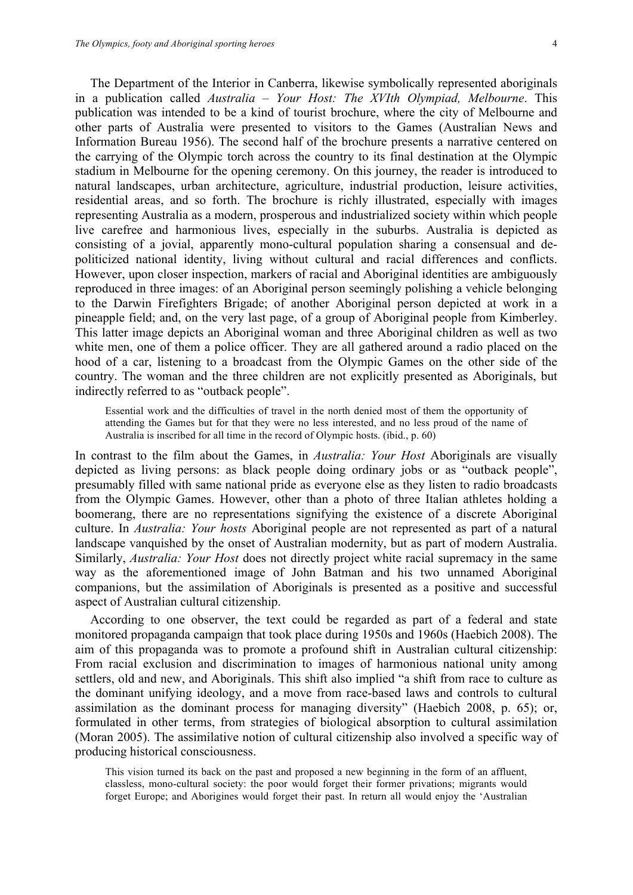The Department of the Interior in Canberra, likewise symbolically represented aboriginals in a publication called *Australia – Your Host: The XVIth Olympiad, Melbourne*. This publication was intended to be a kind of tourist brochure, where the city of Melbourne and other parts of Australia were presented to visitors to the Games (Australian News and Information Bureau 1956). The second half of the brochure presents a narrative centered on the carrying of the Olympic torch across the country to its final destination at the Olympic stadium in Melbourne for the opening ceremony. On this journey, the reader is introduced to natural landscapes, urban architecture, agriculture, industrial production, leisure activities, residential areas, and so forth. The brochure is richly illustrated, especially with images representing Australia as a modern, prosperous and industrialized society within which people live carefree and harmonious lives, especially in the suburbs. Australia is depicted as consisting of a jovial, apparently mono-cultural population sharing a consensual and de-politicized national identity, living without cultural and racial differences and conflicts. However, upon closer inspection, markers of racial and Aboriginal identities are ambiguously reproduced in three images: of an Aboriginal person seemingly polishing a vehicle belonging to the Darwin Firefighters Brigade; of another Aboriginal person depicted at work in a pineapple field; and, on the very last page, of a group of Aboriginal people from Kimberley. This latter image depicts an Aboriginal woman and three Aboriginal children as well as two white men, one of them a police officer. They are all gathered around a radio placed on the hood of a car, listening to a broadcast from the Olympic Games on the other side of the country. The woman and the three children are not explicitly presented as Aboriginals, but indirectly referred to as "outback people".

> Essential work and the difficulties of travel in the north denied most of them the opportunity of attending the Games but for that they were no less interested, and no less proud of the name of Australia is inscribed for all time in the record of Olympic hosts. (ibid., p. 60)

In contrast to the film about the Games, in *Australia: Your Host* Aboriginals are visually depicted as living persons: as black people doing ordinary jobs or as "outback people", presumably filled with same national pride as everyone else as they listen to radio broadcasts from the Olympic Games. However, other than a photo of three Italian athletes holding a boomerang, there are no representations signifying the existence of a discrete Aboriginal culture. In *Australia: Your hosts* Aboriginal people are not represented as part of a natural landscape vanquished by the onset of Australian modernity, but as part of modern Australia. Similarly, *Australia: Your Host* does not directly project white racial supremacy in the same way as the aforementioned image of John Batman and his two unnamed Aboriginal companions, but the assimilation of Aboriginals is presented as a positive and successful aspect of Australian cultural citizenship.

According to one observer, the text could be regarded as part of a federal and state monitored propaganda campaign that took place during 1950s and 1960s (Haebich 2008). The aim of this propaganda was to promote a profound shift in Australian cultural citizenship: From racial exclusion and discrimination to images of harmonious national unity among settlers, old and new, and Aboriginals. This shift also implied "a shift from race to culture as the dominant unifying ideology, and a move from race-based laws and controls to cultural assimilation as the dominant process for managing diversity" (Haebich 2008, p. 65); or, formulated in other terms, from strategies of biological absorption to cultural assimilation (Moran 2005). The assimilative notion of cultural citizenship also involved a specific way of producing historical consciousness.

> This vision turned its back on the past and proposed a new beginning in the form of an affluent, classless, mono-cultural society: the poor would forget their former privations; migrants would forget Europe; and Aborigines would forget their past. In return all would enjoy the 'Australian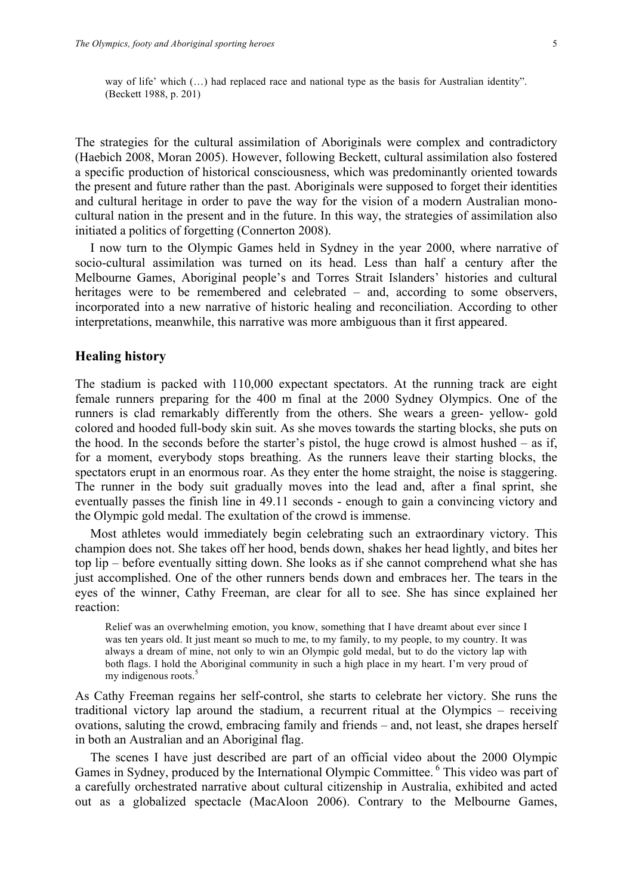> way of life' which (…) had replaced race and national type as the basis for Australian identity". (Beckett 1988, p. 201)

The strategies for the cultural assimilation of Aboriginals were complex and contradictory (Haebich 2008, Moran 2005). However, following Beckett, cultural assimilation also fostered a specific production of historical consciousness, which was predominantly oriented towards the present and future rather than the past. Aboriginals were supposed to forget their identities and cultural heritage in order to pave the way for the vision of a modern Australian mono-cultural nation in the present and in the future. In this way, the strategies of assimilation also initiated a politics of forgetting (Connerton 2008).

I now turn to the Olympic Games held in Sydney in the year 2000, where narrative of socio-cultural assimilation was turned on its head. Less than half a century after the Melbourne Games, Aboriginal people's and Torres Strait Islanders' histories and cultural heritages were to be remembered and celebrated – and, according to some observers, incorporated into a new narrative of historic healing and reconciliation. According to other interpretations, meanwhile, this narrative was more ambiguous than it first appeared.

## Healing history

The stadium is packed with 110,000 expectant spectators. At the running track are eight female runners preparing for the 400 m final at the 2000 Sydney Olympics. One of the runners is clad remarkably differently from the others. She wears a green- yellow- gold colored and hooded full-body skin suit. As she moves towards the starting blocks, she puts on the hood. In the seconds before the starter's pistol, the huge crowd is almost hushed – as if, for a moment, everybody stops breathing. As the runners leave their starting blocks, the spectators erupt in an enormous roar. As they enter the home straight, the noise is staggering. The runner in the body suit gradually moves into the lead and, after a final sprint, she eventually passes the finish line in 49.11 seconds - enough to gain a convincing victory and the Olympic gold medal. The exultation of the crowd is immense.

Most athletes would immediately begin celebrating such an extraordinary victory. This champion does not. She takes off her hood, bends down, shakes her head lightly, and bites her top lip – before eventually sitting down. She looks as if she cannot comprehend what she has just accomplished. One of the other runners bends down and embraces her. The tears in the eyes of the winner, Cathy Freeman, are clear for all to see. She has since explained her reaction:

> Relief was an overwhelming emotion, you know, something that I have dreamt about ever since I was ten years old. It just meant so much to me, to my family, to my people, to my country. It was always a dream of mine, not only to win an Olympic gold medal, but to do the victory lap with both flags. I hold the Aboriginal community in such a high place in my heart. I'm very proud of my indigenous roots.[5]

As Cathy Freeman regains her self-control, she starts to celebrate her victory. She runs the traditional victory lap around the stadium, a recurrent ritual at the Olympics – receiving ovations, saluting the crowd, embracing family and friends – and, not least, she drapes herself in both an Australian and an Aboriginal flag.

The scenes I have just described are part of an official video about the 2000 Olympic Games in Sydney, produced by the International Olympic Committee.[6] This video was part of a carefully orchestrated narrative about cultural citizenship in Australia, exhibited and acted out as a globalized spectacle (MacAloon 2006). Contrary to the Melbourne Games,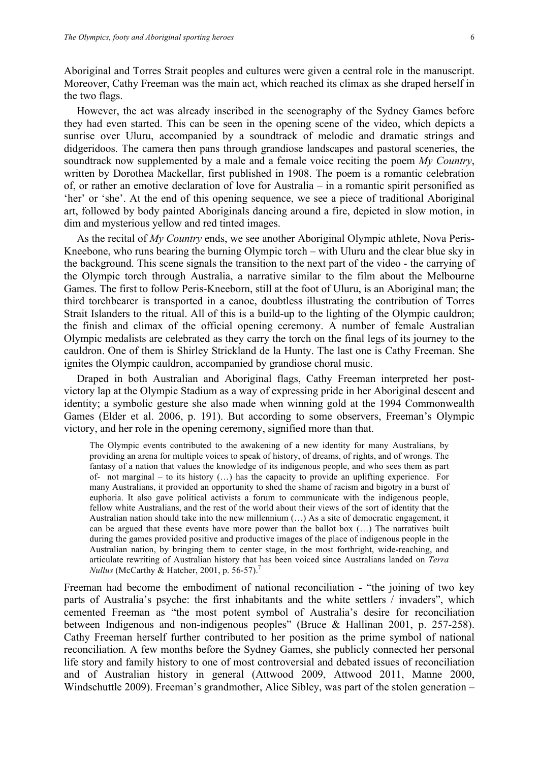Aboriginal and Torres Strait peoples and cultures were given a central role in the manuscript. Moreover, Cathy Freeman was the main act, which reached its climax as she draped herself in the two flags.

However, the act was already inscribed in the scenography of the Sydney Games before they had even started. This can be seen in the opening scene of the video, which depicts a sunrise over Uluru, accompanied by a soundtrack of melodic and dramatic strings and didgeridoos. The camera then pans through grandiose landscapes and pastoral sceneries, the soundtrack now supplemented by a male and a female voice reciting the poem *My Country*, written by Dorothea Mackellar, first published in 1908. The poem is a romantic celebration of, or rather an emotive declaration of love for Australia – in a romantic spirit personified as 'her' or 'she'. At the end of this opening sequence, we see a piece of traditional Aboriginal art, followed by body painted Aboriginals dancing around a fire, depicted in slow motion, in dim and mysterious yellow and red tinted images.

As the recital of *My Country* ends, we see another Aboriginal Olympic athlete, Nova Peris-Kneebone, who runs bearing the burning Olympic torch – with Uluru and the clear blue sky in the background. This scene signals the transition to the next part of the video - the carrying of the Olympic torch through Australia, a narrative similar to the film about the Melbourne Games. The first to follow Peris-Kneeborn, still at the foot of Uluru, is an Aboriginal man; the third torchbearer is transported in a canoe, doubtless illustrating the contribution of Torres Strait Islanders to the ritual. All of this is a build-up to the lighting of the Olympic cauldron; the finish and climax of the official opening ceremony. A number of female Australian Olympic medalists are celebrated as they carry the torch on the final legs of its journey to the cauldron. One of them is Shirley Strickland de la Hunty. The last one is Cathy Freeman. She ignites the Olympic cauldron, accompanied by grandiose choral music.

Draped in both Australian and Aboriginal flags, Cathy Freeman interpreted her post-victory lap at the Olympic Stadium as a way of expressing pride in her Aboriginal descent and identity; a symbolic gesture she also made when winning gold at the 1994 Commonwealth Games (Elder et al. 2006, p. 191). But according to some observers, Freeman's Olympic victory, and her role in the opening ceremony, signified more than that.

> The Olympic events contributed to the awakening of a new identity for many Australians, by providing an arena for multiple voices to speak of history, of dreams, of rights, and of wrongs. The fantasy of a nation that values the knowledge of its indigenous people, and who sees them as part of- not marginal – to its history (…) has the capacity to provide an uplifting experience. For many Australians, it provided an opportunity to shed the shame of racism and bigotry in a burst of euphoria. It also gave political activists a forum to communicate with the indigenous people, fellow white Australians, and the rest of the world about their views of the sort of identity that the Australian nation should take into the new millennium (…) As a site of democratic engagement, it can be argued that these events have more power than the ballot box (…) The narratives built during the games provided positive and productive images of the place of indigenous people in the Australian nation, by bringing them to center stage, in the most forthright, wide-reaching, and articulate rewriting of Australian history that has been voiced since Australians landed on *Terra Nullus* (McCarthy & Hatcher, 2001, p. 56-57).[7]

Freeman had become the embodiment of national reconciliation - "the joining of two key parts of Australia's psyche: the first inhabitants and the white settlers / invaders", which cemented Freeman as "the most potent symbol of Australia's desire for reconciliation between Indigenous and non-indigenous peoples" (Bruce & Hallinan 2001, p. 257-258). Cathy Freeman herself further contributed to her position as the prime symbol of national reconciliation. A few months before the Sydney Games, she publicly connected her personal life story and family history to one of most controversial and debated issues of reconciliation and of Australian history in general (Attwood 2009, Attwood 2011, Manne 2000, Windschuttle 2009). Freeman's grandmother, Alice Sibley, was part of the stolen generation –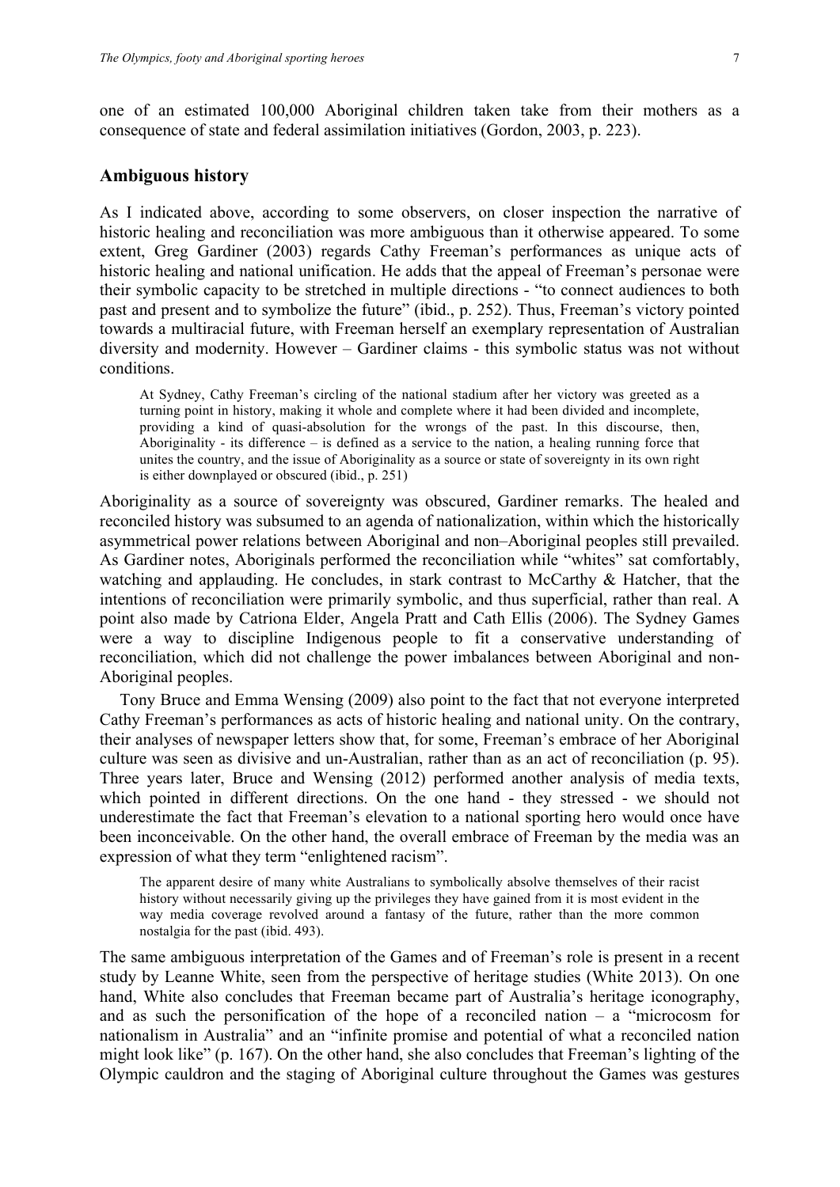one of an estimated 100,000 Aboriginal children taken take from their mothers as a consequence of state and federal assimilation initiatives (Gordon, 2003, p. 223).

## Ambiguous history

As I indicated above, according to some observers, on closer inspection the narrative of historic healing and reconciliation was more ambiguous than it otherwise appeared. To some extent, Greg Gardiner (2003) regards Cathy Freeman's performances as unique acts of historic healing and national unification. He adds that the appeal of Freeman's personae were their symbolic capacity to be stretched in multiple directions - "to connect audiences to both past and present and to symbolize the future" (ibid., p. 252). Thus, Freeman's victory pointed towards a multiracial future, with Freeman herself an exemplary representation of Australian diversity and modernity. However – Gardiner claims - this symbolic status was not without conditions.

> At Sydney, Cathy Freeman's circling of the national stadium after her victory was greeted as a turning point in history, making it whole and complete where it had been divided and incomplete, providing a kind of quasi-absolution for the wrongs of the past. In this discourse, then, Aboriginality - its difference – is defined as a service to the nation, a healing running force that unites the country, and the issue of Aboriginality as a source or state of sovereignty in its own right is either downplayed or obscured (ibid., p. 251)

Aboriginality as a source of sovereignty was obscured, Gardiner remarks. The healed and reconciled history was subsumed to an agenda of nationalization, within which the historically asymmetrical power relations between Aboriginal and non–Aboriginal peoples still prevailed. As Gardiner notes, Aboriginals performed the reconciliation while "whites" sat comfortably, watching and applauding. He concludes, in stark contrast to McCarthy & Hatcher, that the intentions of reconciliation were primarily symbolic, and thus superficial, rather than real. A point also made by Catriona Elder, Angela Pratt and Cath Ellis (2006). The Sydney Games were a way to discipline Indigenous people to fit a conservative understanding of reconciliation, which did not challenge the power imbalances between Aboriginal and non-Aboriginal peoples.

Tony Bruce and Emma Wensing (2009) also point to the fact that not everyone interpreted Cathy Freeman's performances as acts of historic healing and national unity. On the contrary, their analyses of newspaper letters show that, for some, Freeman's embrace of her Aboriginal culture was seen as divisive and un-Australian, rather than as an act of reconciliation (p. 95). Three years later, Bruce and Wensing (2012) performed another analysis of media texts, which pointed in different directions. On the one hand - they stressed - we should not underestimate the fact that Freeman's elevation to a national sporting hero would once have been inconceivable. On the other hand, the overall embrace of Freeman by the media was an expression of what they term "enlightened racism".

> The apparent desire of many white Australians to symbolically absolve themselves of their racist history without necessarily giving up the privileges they have gained from it is most evident in the way media coverage revolved around a fantasy of the future, rather than the more common nostalgia for the past (ibid. 493).

The same ambiguous interpretation of the Games and of Freeman's role is present in a recent study by Leanne White, seen from the perspective of heritage studies (White 2013). On one hand, White also concludes that Freeman became part of Australia's heritage iconography, and as such the personification of the hope of a reconciled nation – a "microcosm for nationalism in Australia" and an "infinite promise and potential of what a reconciled nation might look like" (p. 167). On the other hand, she also concludes that Freeman's lighting of the Olympic cauldron and the staging of Aboriginal culture throughout the Games was gestures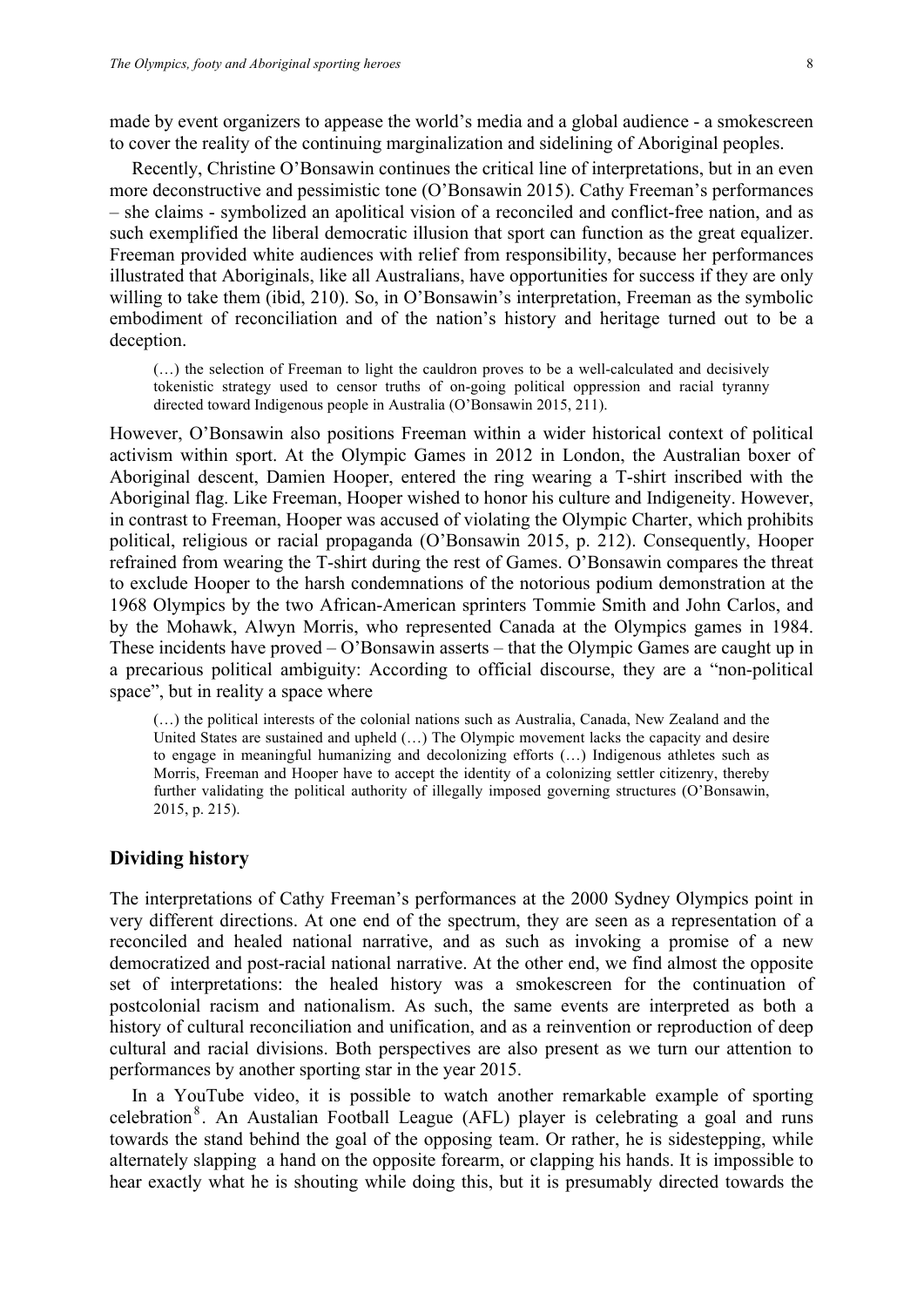made by event organizers to appease the world's media and a global audience - a smokescreen to cover the reality of the continuing marginalization and sidelining of Aboriginal peoples.

Recently, Christine O'Bonsawin continues the critical line of interpretations, but in an even more deconstructive and pessimistic tone (O'Bonsawin 2015). Cathy Freeman's performances – she claims - symbolized an apolitical vision of a reconciled and conflict-free nation, and as such exemplified the liberal democratic illusion that sport can function as the great equalizer. Freeman provided white audiences with relief from responsibility, because her performances illustrated that Aboriginals, like all Australians, have opportunities for success if they are only willing to take them (ibid, 210). So, in O'Bonsawin's interpretation, Freeman as the symbolic embodiment of reconciliation and of the nation's history and heritage turned out to be a deception.

> (…) the selection of Freeman to light the cauldron proves to be a well-calculated and decisively tokenistic strategy used to censor truths of on-going political oppression and racial tyranny directed toward Indigenous people in Australia (O'Bonsawin 2015, 211).

However, O'Bonsawin also positions Freeman within a wider historical context of political activism within sport. At the Olympic Games in 2012 in London, the Australian boxer of Aboriginal descent, Damien Hooper, entered the ring wearing a T-shirt inscribed with the Aboriginal flag. Like Freeman, Hooper wished to honor his culture and Indigeneity. However, in contrast to Freeman, Hooper was accused of violating the Olympic Charter, which prohibits political, religious or racial propaganda (O'Bonsawin 2015, p. 212). Consequently, Hooper refrained from wearing the T-shirt during the rest of Games. O'Bonsawin compares the threat to exclude Hooper to the harsh condemnations of the notorious podium demonstration at the 1968 Olympics by the two African-American sprinters Tommie Smith and John Carlos, and by the Mohawk, Alwyn Morris, who represented Canada at the Olympics games in 1984. These incidents have proved – O'Bonsawin asserts – that the Olympic Games are caught up in a precarious political ambiguity: According to official discourse, they are a "non-political space", but in reality a space where

> (…) the political interests of the colonial nations such as Australia, Canada, New Zealand and the United States are sustained and upheld (…) The Olympic movement lacks the capacity and desire to engage in meaningful humanizing and decolonizing efforts (…) Indigenous athletes such as Morris, Freeman and Hooper have to accept the identity of a colonizing settler citizenry, thereby further validating the political authority of illegally imposed governing structures (O'Bonsawin, 2015, p. 215).

## Dividing history

The interpretations of Cathy Freeman's performances at the 2000 Sydney Olympics point in very different directions. At one end of the spectrum, they are seen as a representation of a reconciled and healed national narrative, and as such as invoking a promise of a new democratized and post-racial national narrative. At the other end, we find almost the opposite set of interpretations: the healed history was a smokescreen for the continuation of postcolonial racism and nationalism. As such, the same events are interpreted as both a history of cultural reconciliation and unification, and as a reinvention or reproduction of deep cultural and racial divisions. Both perspectives are also present as we turn our attention to performances by another sporting star in the year 2015.

In a YouTube video, it is possible to watch another remarkable example of sporting celebration[8]. An Austalian Football League (AFL) player is celebrating a goal and runs towards the stand behind the goal of the opposing team. Or rather, he is sidestepping, while alternately slapping a hand on the opposite forearm, or clapping his hands. It is impossible to hear exactly what he is shouting while doing this, but it is presumably directed towards the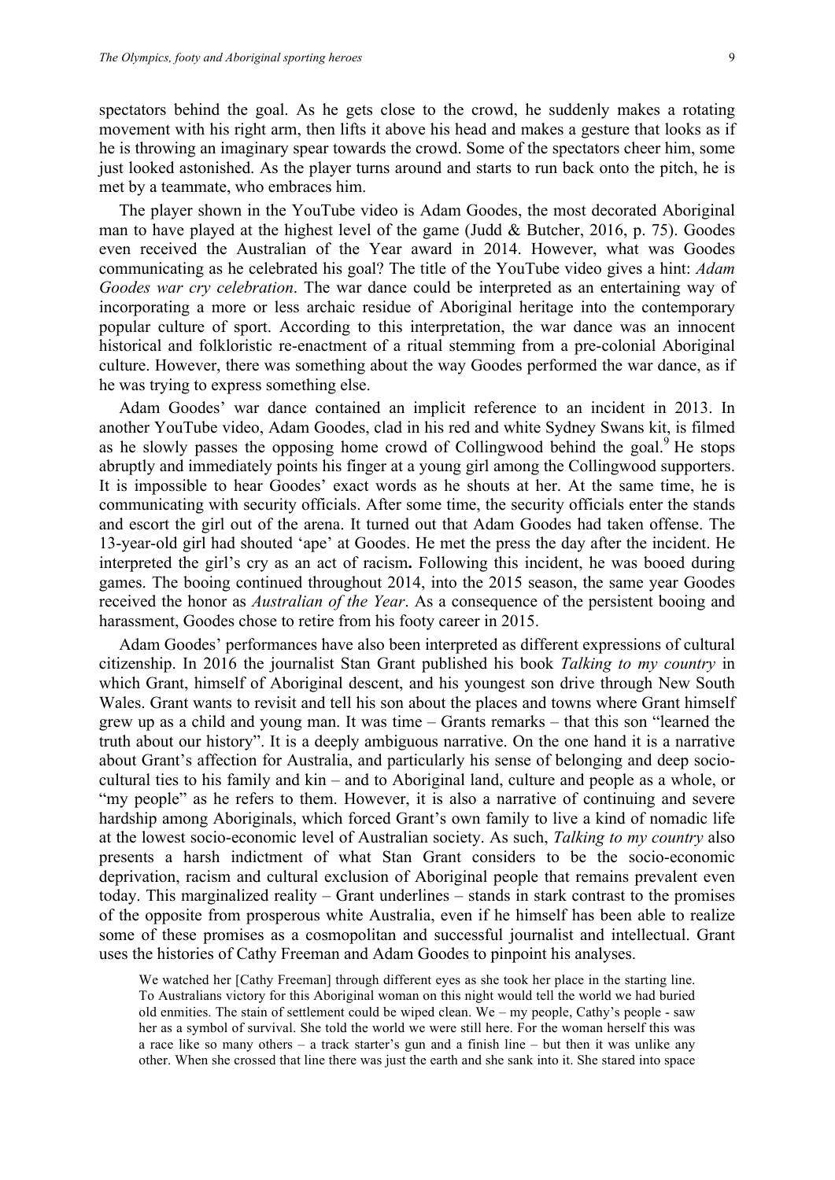spectators behind the goal. As he gets close to the crowd, he suddenly makes a rotating movement with his right arm, then lifts it above his head and makes a gesture that looks as if he is throwing an imaginary spear towards the crowd. Some of the spectators cheer him, some just looked astonished. As the player turns around and starts to run back onto the pitch, he is met by a teammate, who embraces him.

The player shown in the YouTube video is Adam Goodes, the most decorated Aboriginal man to have played at the highest level of the game (Judd & Butcher, 2016, p. 75). Goodes even received the Australian of the Year award in 2014. However, what was Goodes communicating as he celebrated his goal? The title of the YouTube video gives a hint: *Adam Goodes war cry celebration*. The war dance could be interpreted as an entertaining way of incorporating a more or less archaic residue of Aboriginal heritage into the contemporary popular culture of sport. According to this interpretation, the war dance was an innocent historical and folkloristic re-enactment of a ritual stemming from a pre-colonial Aboriginal culture. However, there was something about the way Goodes performed the war dance, as if he was trying to express something else.

Adam Goodes' war dance contained an implicit reference to an incident in 2013. In another YouTube video, Adam Goodes, clad in his red and white Sydney Swans kit, is filmed as he slowly passes the opposing home crowd of Collingwood behind the goal.[9] He stops abruptly and immediately points his finger at a young girl among the Collingwood supporters. It is impossible to hear Goodes' exact words as he shouts at her. At the same time, he is communicating with security officials. After some time, the security officials enter the stands and escort the girl out of the arena. It turned out that Adam Goodes had taken offense. The 13-year-old girl had shouted 'ape' at Goodes. He met the press the day after the incident. He interpreted the girl's cry as an act of racism**.** Following this incident, he was booed during games. The booing continued throughout 2014, into the 2015 season, the same year Goodes received the honor as *Australian of the Year*. As a consequence of the persistent booing and harassment, Goodes chose to retire from his footy career in 2015.

Adam Goodes' performances have also been interpreted as different expressions of cultural citizenship. In 2016 the journalist Stan Grant published his book *Talking to my country* in which Grant, himself of Aboriginal descent, and his youngest son drive through New South Wales. Grant wants to revisit and tell his son about the places and towns where Grant himself grew up as a child and young man. It was time – Grants remarks – that this son "learned the truth about our history". It is a deeply ambiguous narrative. On the one hand it is a narrative about Grant's affection for Australia, and particularly his sense of belonging and deep socio-cultural ties to his family and kin – and to Aboriginal land, culture and people as a whole, or "my people" as he refers to them. However, it is also a narrative of continuing and severe hardship among Aboriginals, which forced Grant's own family to live a kind of nomadic life at the lowest socio-economic level of Australian society. As such, *Talking to my country* also presents a harsh indictment of what Stan Grant considers to be the socio-economic deprivation, racism and cultural exclusion of Aboriginal people that remains prevalent even today. This marginalized reality – Grant underlines – stands in stark contrast to the promises of the opposite from prosperous white Australia, even if he himself has been able to realize some of these promises as a cosmopolitan and successful journalist and intellectual. Grant uses the histories of Cathy Freeman and Adam Goodes to pinpoint his analyses.

> We watched her [Cathy Freeman] through different eyes as she took her place in the starting line. To Australians victory for this Aboriginal woman on this night would tell the world we had buried old enmities. The stain of settlement could be wiped clean. We – my people, Cathy's people - saw her as a symbol of survival. She told the world we were still here. For the woman herself this was a race like so many others – a track starter's gun and a finish line – but then it was unlike any other. When she crossed that line there was just the earth and she sank into it. She stared into space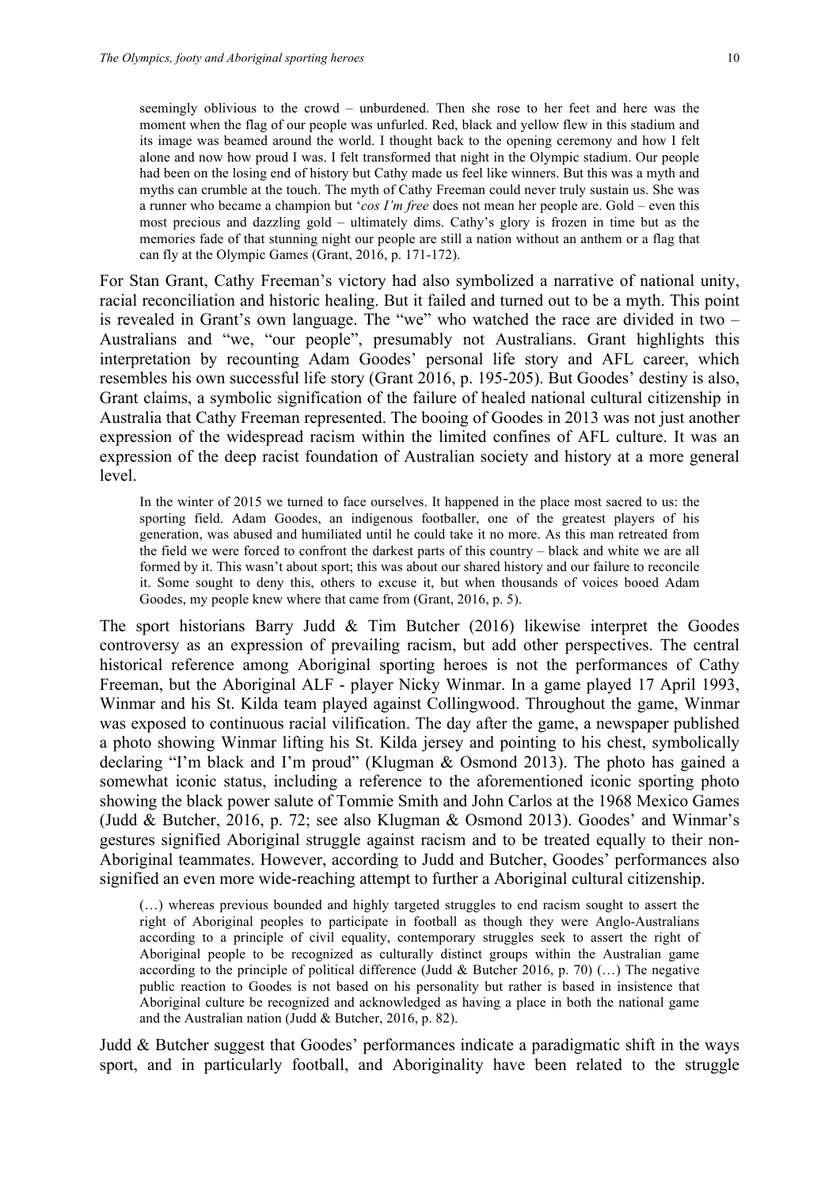> seemingly oblivious to the crowd – unburdened. Then she rose to her feet and here was the moment when the flag of our people was unfurled. Red, black and yellow flew in this stadium and its image was beamed around the world. I thought back to the opening ceremony and how I felt alone and now how proud I was. I felt transformed that night in the Olympic stadium. Our people had been on the losing end of history but Cathy made us feel like winners. But this was a myth and myths can crumble at the touch. The myth of Cathy Freeman could never truly sustain us. She was a runner who became a champion but '*cos I'm free* does not mean her people are. Gold – even this most precious and dazzling gold – ultimately dims. Cathy's glory is frozen in time but as the memories fade of that stunning night our people are still a nation without an anthem or a flag that can fly at the Olympic Games (Grant, 2016, p. 171-172).

For Stan Grant, Cathy Freeman's victory had also symbolized a narrative of national unity, racial reconciliation and historic healing. But it failed and turned out to be a myth. This point is revealed in Grant's own language. The "we" who watched the race are divided in two – Australians and "we, "our people", presumably not Australians. Grant highlights this interpretation by recounting Adam Goodes' personal life story and AFL career, which resembles his own successful life story (Grant 2016, p. 195-205). But Goodes' destiny is also, Grant claims, a symbolic signification of the failure of healed national cultural citizenship in Australia that Cathy Freeman represented. The booing of Goodes in 2013 was not just another expression of the widespread racism within the limited confines of AFL culture. It was an expression of the deep racist foundation of Australian society and history at a more general level.

> In the winter of 2015 we turned to face ourselves. It happened in the place most sacred to us: the sporting field. Adam Goodes, an indigenous footballer, one of the greatest players of his generation, was abused and humiliated until he could take it no more. As this man retreated from the field we were forced to confront the darkest parts of this country – black and white we are all formed by it. This wasn't about sport; this was about our shared history and our failure to reconcile it. Some sought to deny this, others to excuse it, but when thousands of voices booed Adam Goodes, my people knew where that came from (Grant, 2016, p. 5).

The sport historians Barry Judd & Tim Butcher (2016) likewise interpret the Goodes controversy as an expression of prevailing racism, but add other perspectives. The central historical reference among Aboriginal sporting heroes is not the performances of Cathy Freeman, but the Aboriginal ALF - player Nicky Winmar. In a game played 17 April 1993, Winmar and his St. Kilda team played against Collingwood. Throughout the game, Winmar was exposed to continuous racial vilification. The day after the game, a newspaper published a photo showing Winmar lifting his St. Kilda jersey and pointing to his chest, symbolically declaring "I'm black and I'm proud" (Klugman & Osmond 2013). The photo has gained a somewhat iconic status, including a reference to the aforementioned iconic sporting photo showing the black power salute of Tommie Smith and John Carlos at the 1968 Mexico Games (Judd & Butcher, 2016, p. 72; see also Klugman & Osmond 2013). Goodes' and Winmar's gestures signified Aboriginal struggle against racism and to be treated equally to their non-Aboriginal teammates. However, according to Judd and Butcher, Goodes' performances also signified an even more wide-reaching attempt to further a Aboriginal cultural citizenship.

> (…) whereas previous bounded and highly targeted struggles to end racism sought to assert the right of Aboriginal peoples to participate in football as though they were Anglo-Australians according to a principle of civil equality, contemporary struggles seek to assert the right of Aboriginal people to be recognized as culturally distinct groups within the Australian game according to the principle of political difference (Judd & Butcher 2016, p. 70) (…) The negative public reaction to Goodes is not based on his personality but rather is based in insistence that Aboriginal culture be recognized and acknowledged as having a place in both the national game and the Australian nation (Judd & Butcher, 2016, p. 82).

Judd & Butcher suggest that Goodes' performances indicate a paradigmatic shift in the ways sport, and in particularly football, and Aboriginality have been related to the struggle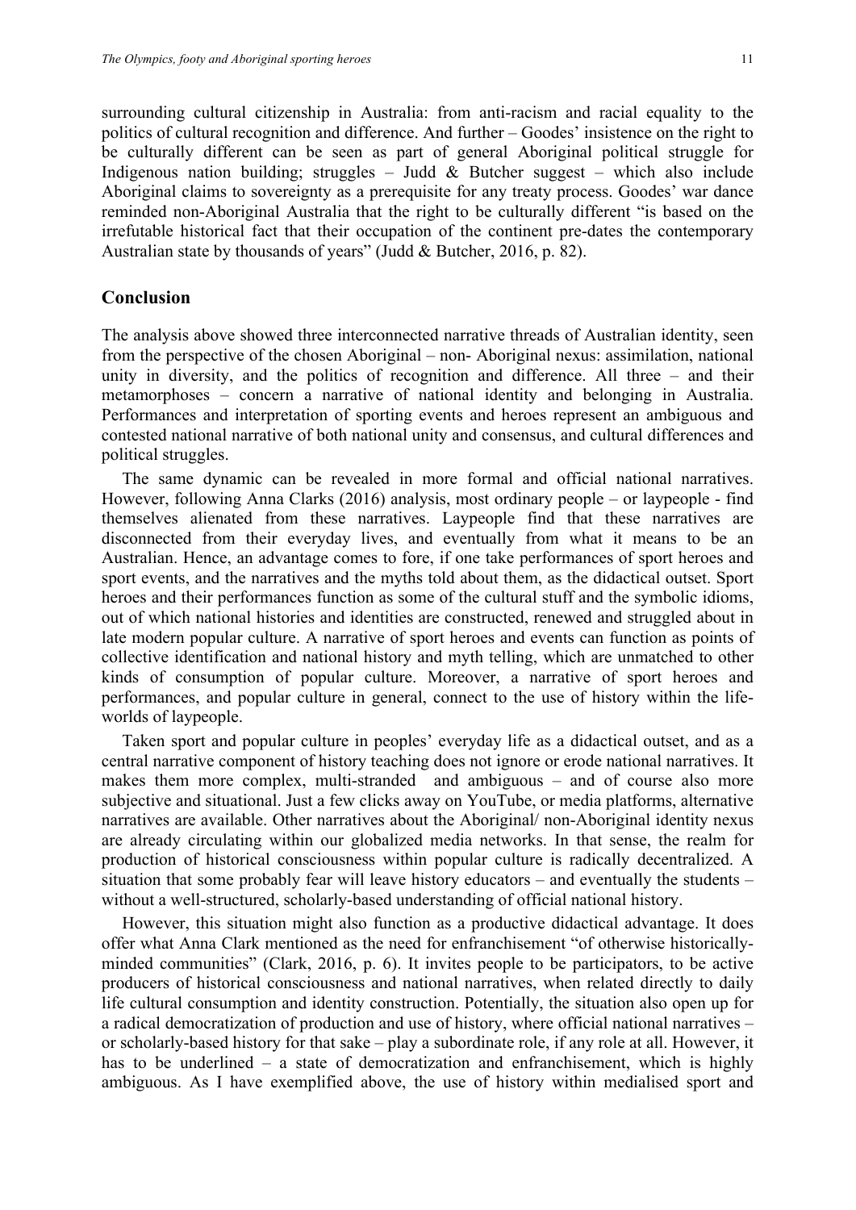surrounding cultural citizenship in Australia: from anti-racism and racial equality to the politics of cultural recognition and difference. And further – Goodes' insistence on the right to be culturally different can be seen as part of general Aboriginal political struggle for Indigenous nation building; struggles – Judd & Butcher suggest – which also include Aboriginal claims to sovereignty as a prerequisite for any treaty process. Goodes' war dance reminded non-Aboriginal Australia that the right to be culturally different "is based on the irrefutable historical fact that their occupation of the continent pre-dates the contemporary Australian state by thousands of years" (Judd & Butcher, 2016, p. 82).

## Conclusion

The analysis above showed three interconnected narrative threads of Australian identity, seen from the perspective of the chosen Aboriginal – non- Aboriginal nexus: assimilation, national unity in diversity, and the politics of recognition and difference. All three – and their metamorphoses – concern a narrative of national identity and belonging in Australia. Performances and interpretation of sporting events and heroes represent an ambiguous and contested national narrative of both national unity and consensus, and cultural differences and political struggles.

The same dynamic can be revealed in more formal and official national narratives. However, following Anna Clarks (2016) analysis, most ordinary people – or laypeople - find themselves alienated from these narratives. Laypeople find that these narratives are disconnected from their everyday lives, and eventually from what it means to be an Australian. Hence, an advantage comes to fore, if one take performances of sport heroes and sport events, and the narratives and the myths told about them, as the didactical outset. Sport heroes and their performances function as some of the cultural stuff and the symbolic idioms, out of which national histories and identities are constructed, renewed and struggled about in late modern popular culture. A narrative of sport heroes and events can function as points of collective identification and national history and myth telling, which are unmatched to other kinds of consumption of popular culture. Moreover, a narrative of sport heroes and performances, and popular culture in general, connect to the use of history within the life-worlds of laypeople.

Taken sport and popular culture in peoples' everyday life as a didactical outset, and as a central narrative component of history teaching does not ignore or erode national narratives. It makes them more complex, multi-stranded and ambiguous – and of course also more subjective and situational. Just a few clicks away on YouTube, or media platforms, alternative narratives are available. Other narratives about the Aboriginal/ non-Aboriginal identity nexus are already circulating within our globalized media networks. In that sense, the realm for production of historical consciousness within popular culture is radically decentralized. A situation that some probably fear will leave history educators – and eventually the students – without a well-structured, scholarly-based understanding of official national history.

However, this situation might also function as a productive didactical advantage. It does offer what Anna Clark mentioned as the need for enfranchisement "of otherwise historically-minded communities" (Clark, 2016, p. 6). It invites people to be participators, to be active producers of historical consciousness and national narratives, when related directly to daily life cultural consumption and identity construction. Potentially, the situation also open up for a radical democratization of production and use of history, where official national narratives – or scholarly-based history for that sake – play a subordinate role, if any role at all. However, it has to be underlined – a state of democratization and enfranchisement, which is highly ambiguous. As I have exemplified above, the use of history within medialised sport and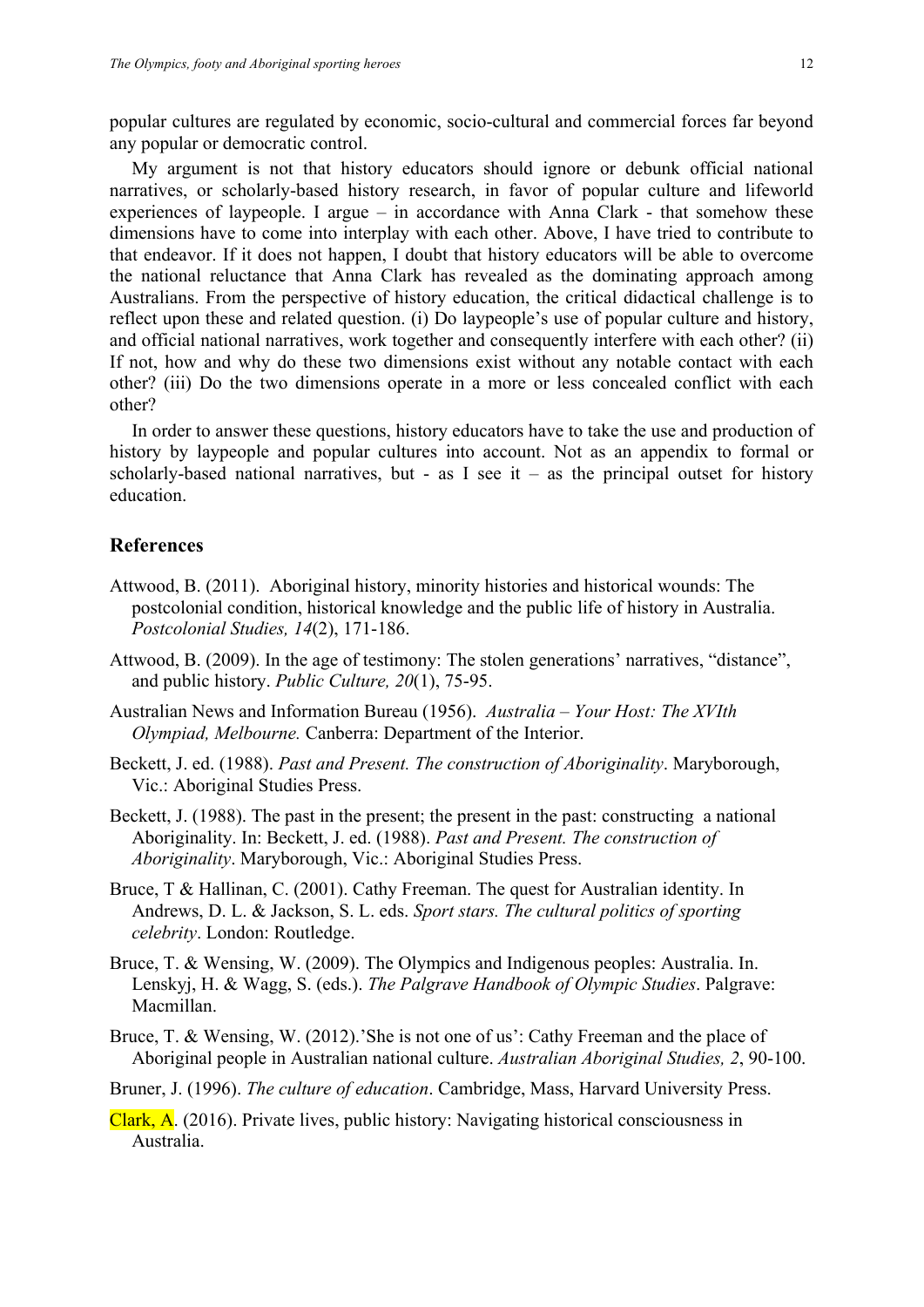popular cultures are regulated by economic, socio-cultural and commercial forces far beyond any popular or democratic control.

My argument is not that history educators should ignore or debunk official national narratives, or scholarly-based history research, in favor of popular culture and lifeworld experiences of laypeople. I argue – in accordance with Anna Clark - that somehow these dimensions have to come into interplay with each other. Above, I have tried to contribute to that endeavor. If it does not happen, I doubt that history educators will be able to overcome the national reluctance that Anna Clark has revealed as the dominating approach among Australians. From the perspective of history education, the critical didactical challenge is to reflect upon these and related question. (i) Do laypeople's use of popular culture and history, and official national narratives, work together and consequently interfere with each other? (ii) If not, how and why do these two dimensions exist without any notable contact with each other? (iii) Do the two dimensions operate in a more or less concealed conflict with each other?

In order to answer these questions, history educators have to take the use and production of history by laypeople and popular cultures into account. Not as an appendix to formal or scholarly-based national narratives, but - as I see it – as the principal outset for history education.

## References

Attwood, B. (2011). Aboriginal history, minority histories and historical wounds: The postcolonial condition, historical knowledge and the public life of history in Australia. *Postcolonial Studies, 14*(2), 171-186.

Attwood, B. (2009). In the age of testimony: The stolen generations' narratives, "distance", and public history. *Public Culture, 20*(1), 75-95.

Australian News and Information Bureau (1956). *Australia – Your Host: The XVIth Olympiad, Melbourne.* Canberra: Department of the Interior.

Beckett, J. ed. (1988). *Past and Present. The construction of Aboriginality*. Maryborough, Vic.: Aboriginal Studies Press.

Beckett, J. (1988). The past in the present; the present in the past: constructing a national Aboriginality. In: Beckett, J. ed. (1988). *Past and Present. The construction of Aboriginality*. Maryborough, Vic.: Aboriginal Studies Press.

Bruce, T & Hallinan, C. (2001). Cathy Freeman. The quest for Australian identity. In Andrews, D. L. & Jackson, S. L. eds. *Sport stars. The cultural politics of sporting celebrity*. London: Routledge.

Bruce, T. & Wensing, W. (2009). The Olympics and Indigenous peoples: Australia. In. Lenskyj, H. & Wagg, S. (eds.). *The Palgrave Handbook of Olympic Studies*. Palgrave: Macmillan.

Bruce, T. & Wensing, W. (2012).'She is not one of us': Cathy Freeman and the place of Aboriginal people in Australian national culture. *Australian Aboriginal Studies, 2*, 90-100.

Bruner, J. (1996). *The culture of education*. Cambridge, Mass, Harvard University Press.

Clark, A. (2016). Private lives, public history: Navigating historical consciousness in Australia.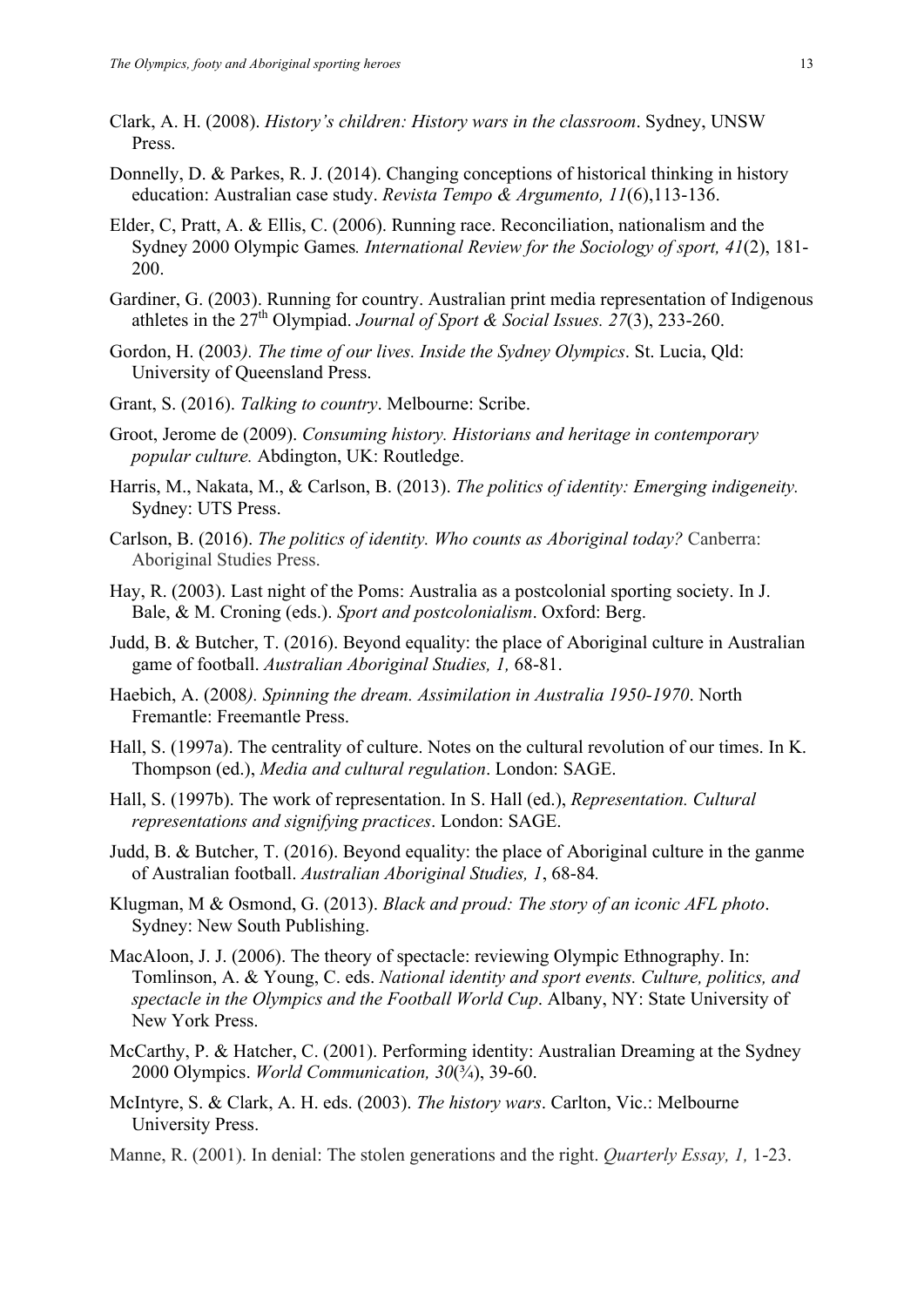Clark, A. H. (2008). *History's children: History wars in the classroom*. Sydney, UNSW Press.

Donnelly, D. & Parkes, R. J. (2014). Changing conceptions of historical thinking in history education: Australian case study. *Revista Tempo & Argumento, 11*(6),113-136.

Elder, C, Pratt, A. & Ellis, C. (2006). Running race. Reconciliation, nationalism and the Sydney 2000 Olympic Games*. International Review for the Sociology of sport, 41*(2), 181-200.

Gardiner, G. (2003). Running for country. Australian print media representation of Indigenous athletes in the 27th Olympiad. *Journal of Sport & Social Issues. 27*(3), 233-260.

Gordon, H. (2003*). The time of our lives. Inside the Sydney Olympics*. St. Lucia, Qld: University of Queensland Press.

Grant, S. (2016). *Talking to country*. Melbourne: Scribe.

Groot, Jerome de (2009). *Consuming history. Historians and heritage in contemporary popular culture.* Abdington, UK: Routledge.

Harris, M., Nakata, M., & Carlson, B. (2013). *The politics of identity: Emerging indigeneity.* Sydney: UTS Press.

Carlson, B. (2016). *The politics of identity. Who counts as Aboriginal today?* Canberra: Aboriginal Studies Press.

Hay, R. (2003). Last night of the Poms: Australia as a postcolonial sporting society. In J. Bale, & M. Croning (eds.). *Sport and postcolonialism*. Oxford: Berg.

Judd, B. & Butcher, T. (2016). Beyond equality: the place of Aboriginal culture in Australian game of football. *Australian Aboriginal Studies, 1,* 68-81.

Haebich, A. (2008*). Spinning the dream. Assimilation in Australia 1950-1970*. North Fremantle: Freemantle Press.

Hall, S. (1997a). The centrality of culture. Notes on the cultural revolution of our times. In K. Thompson (ed.), *Media and cultural regulation*. London: SAGE.

Hall, S. (1997b). The work of representation. In S. Hall (ed.), *Representation. Cultural representations and signifying practices*. London: SAGE.

Judd, B. & Butcher, T. (2016). Beyond equality: the place of Aboriginal culture in the ganme of Australian football. *Australian Aboriginal Studies, 1*, 68-84*.*

Klugman, M & Osmond, G. (2013). *Black and proud: The story of an iconic AFL photo*. Sydney: New South Publishing.

MacAloon, J. J. (2006). The theory of spectacle: reviewing Olympic Ethnography. In: Tomlinson, A. & Young, C. eds. *National identity and sport events. Culture, politics, and spectacle in the Olympics and the Football World Cup*. Albany, NY: State University of New York Press.

McCarthy, P. & Hatcher, C. (2001). Performing identity: Australian Dreaming at the Sydney 2000 Olympics. *World Communication, 30*(¾), 39-60.

McIntyre, S. & Clark, A. H. eds. (2003). *The history wars*. Carlton, Vic.: Melbourne University Press.

Manne, R. (2001). In denial: The stolen generations and the right. *Quarterly Essay, 1,* 1-23.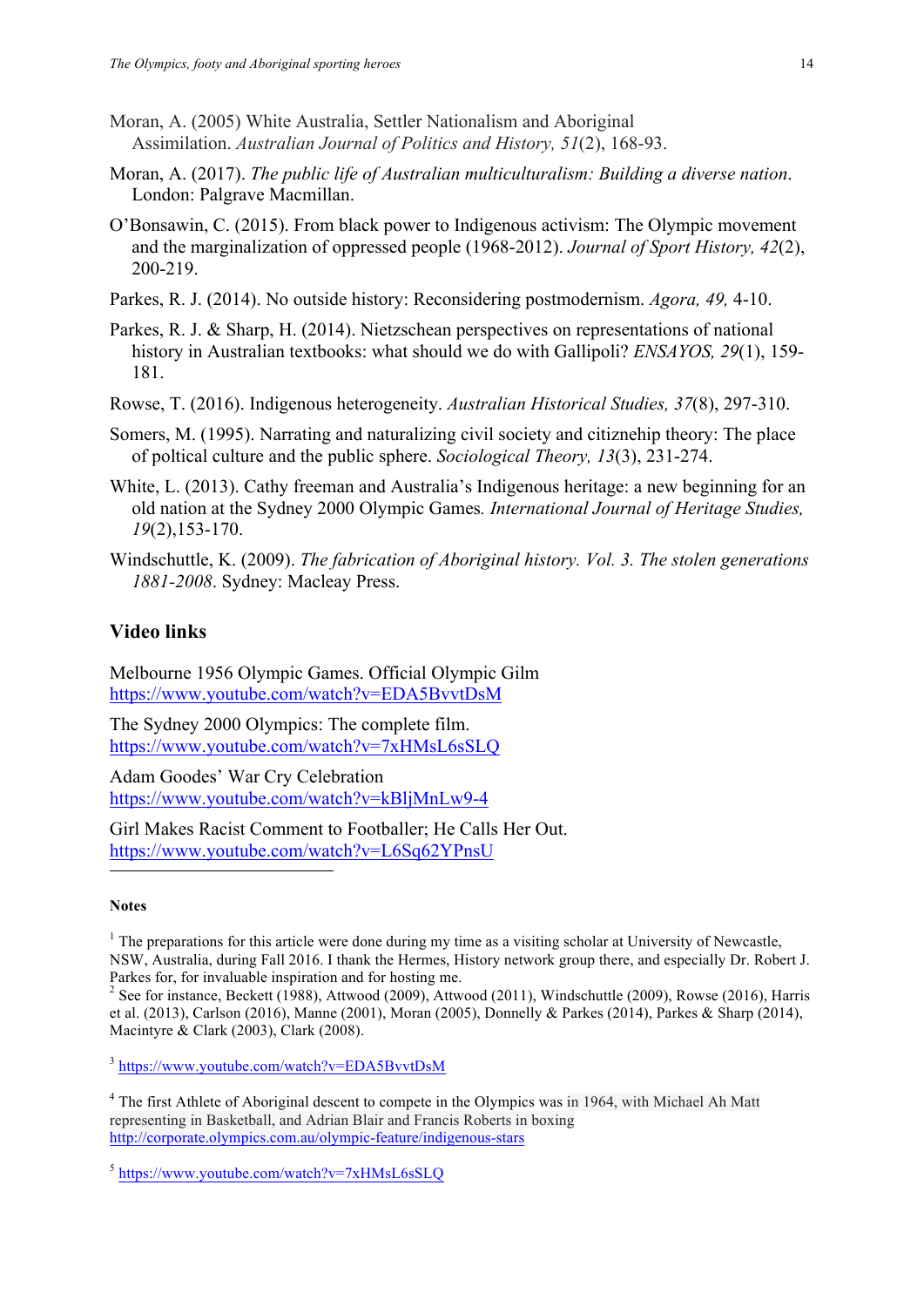Moran, A. (2005) White Australia, Settler Nationalism and Aboriginal Assimilation. *Australian Journal of Politics and History, 51*(2), 168-93.

Moran, A. (2017). *The public life of Australian multiculturalism: Building a diverse nation*. London: Palgrave Macmillan.

O'Bonsawin, C. (2015). From black power to Indigenous activism: The Olympic movement and the marginalization of oppressed people (1968-2012). *Journal of Sport History, 42*(2), 200-219.

Parkes, R. J. (2014). No outside history: Reconsidering postmodernism. *Agora, 49,* 4-10.

Parkes, R. J. & Sharp, H. (2014). Nietzschean perspectives on representations of national history in Australian textbooks: what should we do with Gallipoli? *ENSAYOS, 29*(1), 159-181.

Rowse, T. (2016). Indigenous heterogeneity. *Australian Historical Studies, 37*(8), 297-310.

Somers, M. (1995). Narrating and naturalizing civil society and citiznehip theory: The place of poltical culture and the public sphere. *Sociological Theory, 13*(3), 231-274.

White, L. (2013). Cathy freeman and Australia's Indigenous heritage: a new beginning for an old nation at the Sydney 2000 Olympic Games*. International Journal of Heritage Studies, 19*(2),153-170.

Windschuttle, K. (2009). *The fabrication of Aboriginal history. Vol. 3. The stolen generations 1881-2008*. Sydney: Macleay Press.

## Video links

Melbourne 1956 Olympic Games. Official Olympic Gilm
https://www.youtube.com/watch?v=EDA5BvvtDsM

The Sydney 2000 Olympics: The complete film.
https://www.youtube.com/watch?v=7xHMsL6sSLQ

Adam Goodes' War Cry Celebration
https://www.youtube.com/watch?v=kBljMnLw9-4

Girl Makes Racist Comment to Footballer; He Calls Her Out.
https://www.youtube.com/watch?v=L6Sq62YPnsU

---

**Notes**

[1] The preparations for this article were done during my time as a visiting scholar at University of Newcastle, NSW, Australia, during Fall 2016. I thank the Hermes, History network group there, and especially Dr. Robert J. Parkes for, for invaluable inspiration and for hosting me.

[2] See for instance, Beckett (1988), Attwood (2009), Attwood (2011), Windschuttle (2009), Rowse (2016), Harris et al. (2013), Carlson (2016), Manne (2001), Moran (2005), Donnelly & Parkes (2014), Parkes & Sharp (2014), Macintyre & Clark (2003), Clark (2008).

[3] https://www.youtube.com/watch?v=EDA5BvvtDsM

[4] The first Athlete of Aboriginal descent to compete in the Olympics was in 1964, with Michael Ah Matt representing in Basketball, and Adrian Blair and Francis Roberts in boxing
http://corporate.olympics.com.au/olympic-feature/indigenous-stars

[5] https://www.youtube.com/watch?v=7xHMsL6sSLQ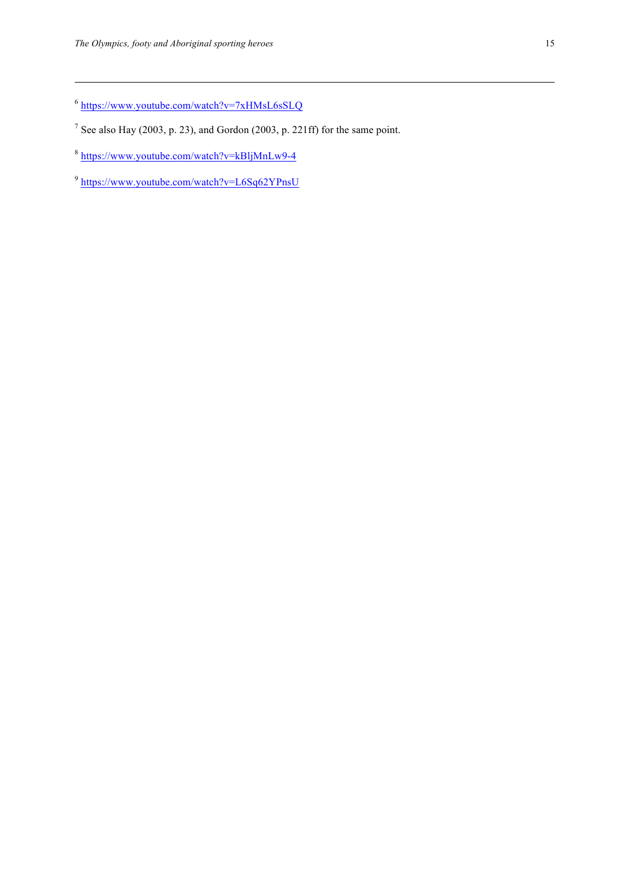[6] https://www.youtube.com/watch?v=7xHMsL6sSLQ

[7] See also Hay (2003, p. 23), and Gordon (2003, p. 221ff) for the same point.

[8] https://www.youtube.com/watch?v=kBljMnLw9-4

[9] https://www.youtube.com/watch?v=L6Sq62YPnsU